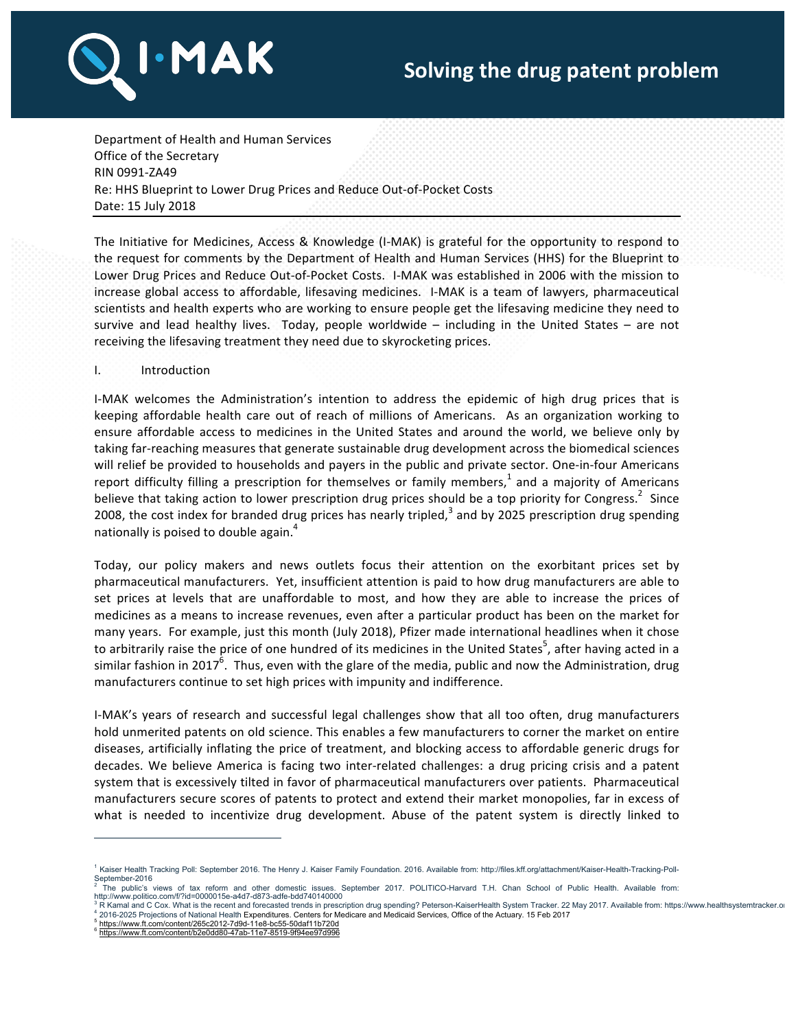# Solving the drug patent problem

Department of Health and Human Services
Office of the Secretary
RIN 0991-ZA49
Re: HHS Blueprint to Lower Drug Prices and Reduce Out-of-Pocket Costs
Date: 15 July 2018

The Initiative for Medicines, Access & Knowledge (I-MAK) is grateful for the opportunity to respond to the request for comments by the Department of Health and Human Services (HHS) for the Blueprint to Lower Drug Prices and Reduce Out-of-Pocket Costs. I-MAK was established in 2006 with the mission to increase global access to affordable, lifesaving medicines. I-MAK is a team of lawyers, pharmaceutical scientists and health experts who are working to ensure people get the lifesaving medicine they need to survive and lead healthy lives. Today, people worldwide – including in the United States – are not receiving the lifesaving treatment they need due to skyrocketing prices.

## I. Introduction

I-MAK welcomes the Administration's intention to address the epidemic of high drug prices that is keeping affordable health care out of reach of millions of Americans. As an organization working to ensure affordable access to medicines in the United States and around the world, we believe only by taking far-reaching measures that generate sustainable drug development across the biomedical sciences will relief be provided to households and payers in the public and private sector. One-in-four Americans report difficulty filling a prescription for themselves or family members,[1] and a majority of Americans believe that taking action to lower prescription drug prices should be a top priority for Congress.[2] Since 2008, the cost index for branded drug prices has nearly tripled,[3] and by 2025 prescription drug spending nationally is poised to double again.[4]

Today, our policy makers and news outlets focus their attention on the exorbitant prices set by pharmaceutical manufacturers. Yet, insufficient attention is paid to how drug manufacturers are able to set prices at levels that are unaffordable to most, and how they are able to increase the prices of medicines as a means to increase revenues, even after a particular product has been on the market for many years. For example, just this month (July 2018), Pfizer made international headlines when it chose to arbitrarily raise the price of one hundred of its medicines in the United States[5], after having acted in a similar fashion in 2017[6]. Thus, even with the glare of the media, public and now the Administration, drug manufacturers continue to set high prices with impunity and indifference.

I-MAK's years of research and successful legal challenges show that all too often, drug manufacturers hold unmerited patents on old science. This enables a few manufacturers to corner the market on entire diseases, artificially inflating the price of treatment, and blocking access to affordable generic drugs for decades. We believe America is facing two inter-related challenges: a drug pricing crisis and a patent system that is excessively tilted in favor of pharmaceutical manufacturers over patients. Pharmaceutical manufacturers secure scores of patents to protect and extend their market monopolies, far in excess of what is needed to incentivize drug development. Abuse of the patent system is directly linked to

---

[1] Kaiser Health Tracking Poll: September 2016. The Henry J. Kaiser Family Foundation. 2016. Available from: http://files.kff.org/attachment/Kaiser-Health-Tracking-Poll-September-2016

[2] The public's views of tax reform and other domestic issues. September 2017. POLITICO-Harvard T.H. Chan School of Public Health. Available from: http://www.politico.com/f/?id=0000015e-a4d7-d873-adfe-bdd740140000

[3] R Kamal and C Cox. What is the recent and forecasted trends in prescription drug spending? Peterson-KaiserHealth System Tracker. 22 May 2017. Available from: https://www.healthsystemtracker.o

[4] 2016-2025 Projections of National Health Expenditures. Centers for Medicare and Medicaid Services, Office of the Actuary. 15 Feb 2017

[5] https://www.ft.com/content/265c2012-7d9d-11e8-bc55-50daf11b720d

[6] https://www.ft.com/content/b2e0dd80-47ab-11e7-8519-9f94ee97d996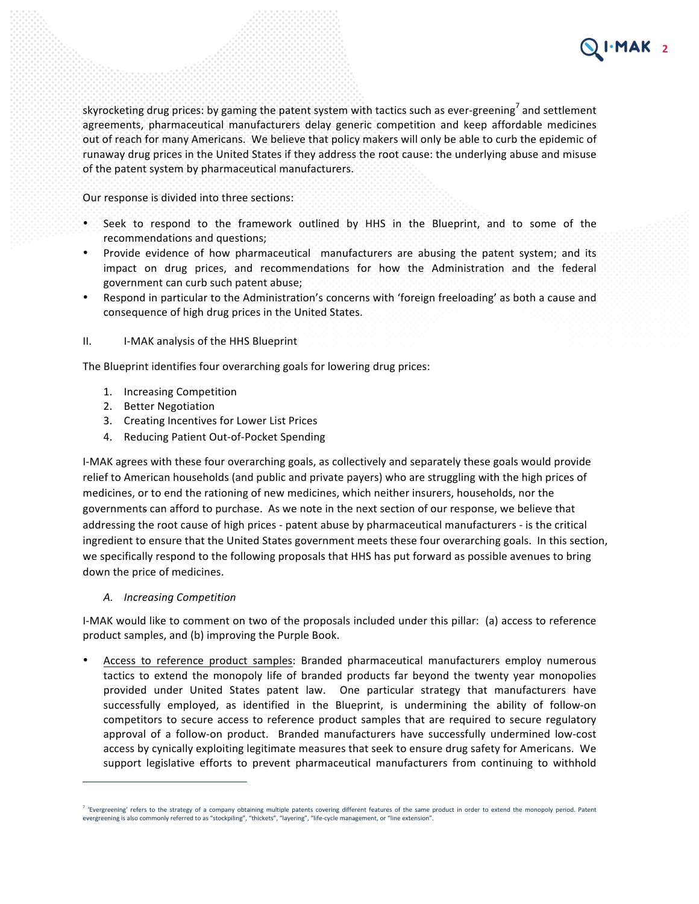skyrocketing drug prices: by gaming the patent system with tactics such as ever-greening[7] and settlement agreements, pharmaceutical manufacturers delay generic competition and keep affordable medicines out of reach for many Americans. We believe that policy makers will only be able to curb the epidemic of runaway drug prices in the United States if they address the root cause: the underlying abuse and misuse of the patent system by pharmaceutical manufacturers.

Our response is divided into three sections:

- Seek to respond to the framework outlined by HHS in the Blueprint, and to some of the recommendations and questions;
- Provide evidence of how pharmaceutical manufacturers are abusing the patent system; and its impact on drug prices, and recommendations for how the Administration and the federal government can curb such patent abuse;
- Respond in particular to the Administration's concerns with 'foreign freeloading' as both a cause and consequence of high drug prices in the United States.

## II. I-MAK analysis of the HHS Blueprint

The Blueprint identifies four overarching goals for lowering drug prices:

1. Increasing Competition
2. Better Negotiation
3. Creating Incentives for Lower List Prices
4. Reducing Patient Out-of-Pocket Spending

I-MAK agrees with these four overarching goals, as collectively and separately these goals would provide relief to American households (and public and private payers) who are struggling with the high prices of medicines, or to end the rationing of new medicines, which neither insurers, households, nor the governments can afford to purchase. As we note in the next section of our response, we believe that addressing the root cause of high prices - patent abuse by pharmaceutical manufacturers - is the critical ingredient to ensure that the United States government meets these four overarching goals. In this section, we specifically respond to the following proposals that HHS has put forward as possible avenues to bring down the price of medicines.

### *A. Increasing Competition*

I-MAK would like to comment on two of the proposals included under this pillar: (a) access to reference product samples, and (b) improving the Purple Book.

- Access to reference product samples: Branded pharmaceutical manufacturers employ numerous tactics to extend the monopoly life of branded products far beyond the twenty year monopolies provided under United States patent law. One particular strategy that manufacturers have successfully employed, as identified in the Blueprint, is undermining the ability of follow-on competitors to secure access to reference product samples that are required to secure regulatory approval of a follow-on product. Branded manufacturers have successfully undermined low-cost access by cynically exploiting legitimate measures that seek to ensure drug safety for Americans. We support legislative efforts to prevent pharmaceutical manufacturers from continuing to withhold

---

[7] 'Evergreening' refers to the strategy of a company obtaining multiple patents covering different features of the same product in order to extend the monopoly period. Patent evergreening is also commonly referred to as "stockpiling", "thickets", "layering", "life-cycle management, or "line extension".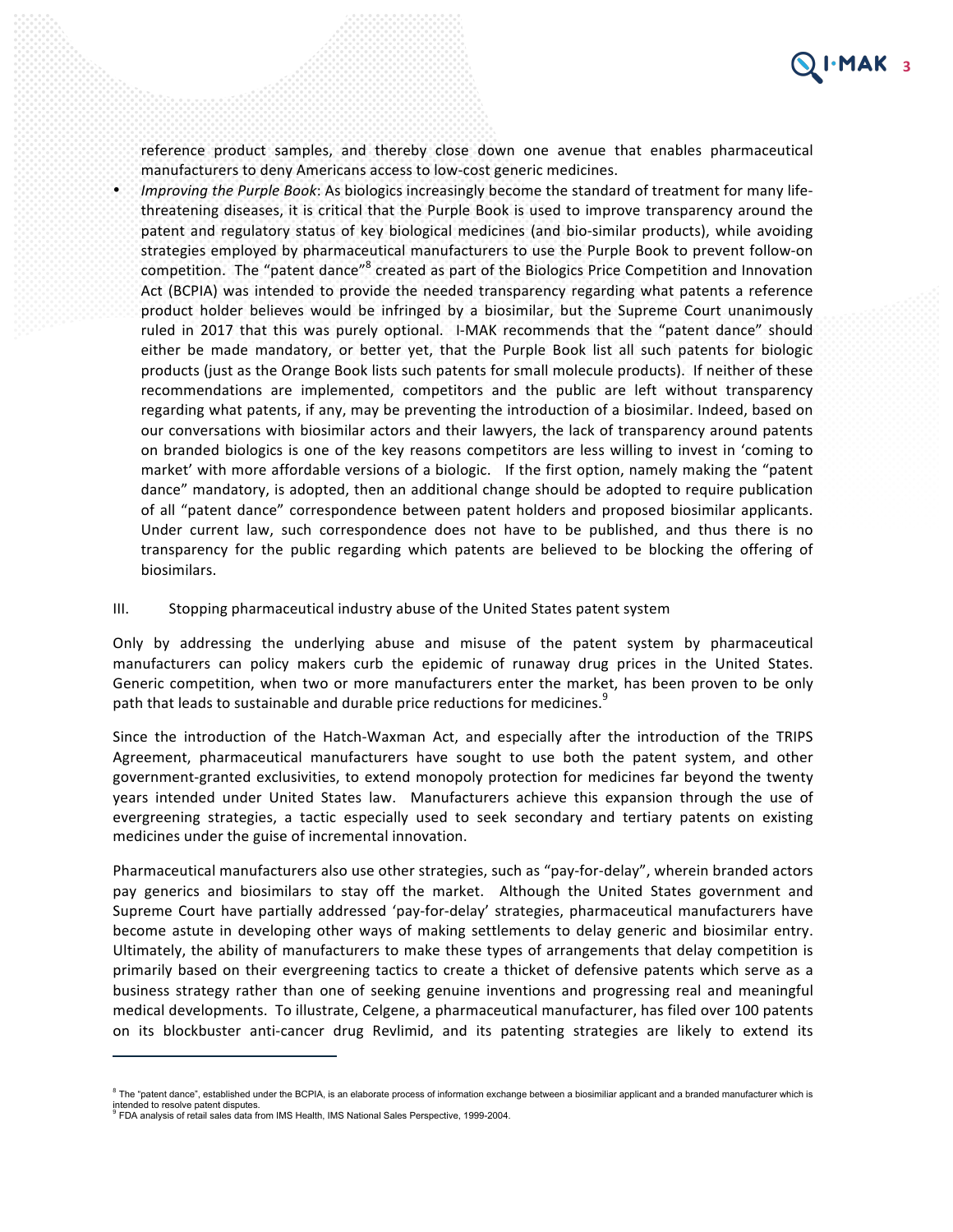reference product samples, and thereby close down one avenue that enables pharmaceutical manufacturers to deny Americans access to low-cost generic medicines.

- *Improving the Purple Book*: As biologics increasingly become the standard of treatment for many life-threatening diseases, it is critical that the Purple Book is used to improve transparency around the patent and regulatory status of key biological medicines (and bio-similar products), while avoiding strategies employed by pharmaceutical manufacturers to use the Purple Book to prevent follow-on competition. The "patent dance"[8] created as part of the Biologics Price Competition and Innovation Act (BCPIA) was intended to provide the needed transparency regarding what patents a reference product holder believes would be infringed by a biosimilar, but the Supreme Court unanimously ruled in 2017 that this was purely optional. I-MAK recommends that the "patent dance" should either be made mandatory, or better yet, that the Purple Book list all such patents for biologic products (just as the Orange Book lists such patents for small molecule products). If neither of these recommendations are implemented, competitors and the public are left without transparency regarding what patents, if any, may be preventing the introduction of a biosimilar. Indeed, based on our conversations with biosimilar actors and their lawyers, the lack of transparency around patents on branded biologics is one of the key reasons competitors are less willing to invest in 'coming to market' with more affordable versions of a biologic. If the first option, namely making the "patent dance" mandatory, is adopted, then an additional change should be adopted to require publication of all "patent dance" correspondence between patent holders and proposed biosimilar applicants. Under current law, such correspondence does not have to be published, and thus there is no transparency for the public regarding which patents are believed to be blocking the offering of biosimilars.

## III. Stopping pharmaceutical industry abuse of the United States patent system

Only by addressing the underlying abuse and misuse of the patent system by pharmaceutical manufacturers can policy makers curb the epidemic of runaway drug prices in the United States. Generic competition, when two or more manufacturers enter the market, has been proven to be only path that leads to sustainable and durable price reductions for medicines.[9]

Since the introduction of the Hatch-Waxman Act, and especially after the introduction of the TRIPS Agreement, pharmaceutical manufacturers have sought to use both the patent system, and other government-granted exclusivities, to extend monopoly protection for medicines far beyond the twenty years intended under United States law. Manufacturers achieve this expansion through the use of evergreening strategies, a tactic especially used to seek secondary and tertiary patents on existing medicines under the guise of incremental innovation.

Pharmaceutical manufacturers also use other strategies, such as "pay-for-delay", wherein branded actors pay generics and biosimilars to stay off the market. Although the United States government and Supreme Court have partially addressed 'pay-for-delay' strategies, pharmaceutical manufacturers have become astute in developing other ways of making settlements to delay generic and biosimilar entry. Ultimately, the ability of manufacturers to make these types of arrangements that delay competition is primarily based on their evergreening tactics to create a thicket of defensive patents which serve as a business strategy rather than one of seeking genuine inventions and progressing real and meaningful medical developments. To illustrate, Celgene, a pharmaceutical manufacturer, has filed over 100 patents on its blockbuster anti-cancer drug Revlimid, and its patenting strategies are likely to extend its

---

[8] The "patent dance", established under the BCPIA, is an elaborate process of information exchange between a biosimiliar applicant and a branded manufacturer which is intended to resolve patent disputes.

[9] FDA analysis of retail sales data from IMS Health, IMS National Sales Perspective, 1999-2004.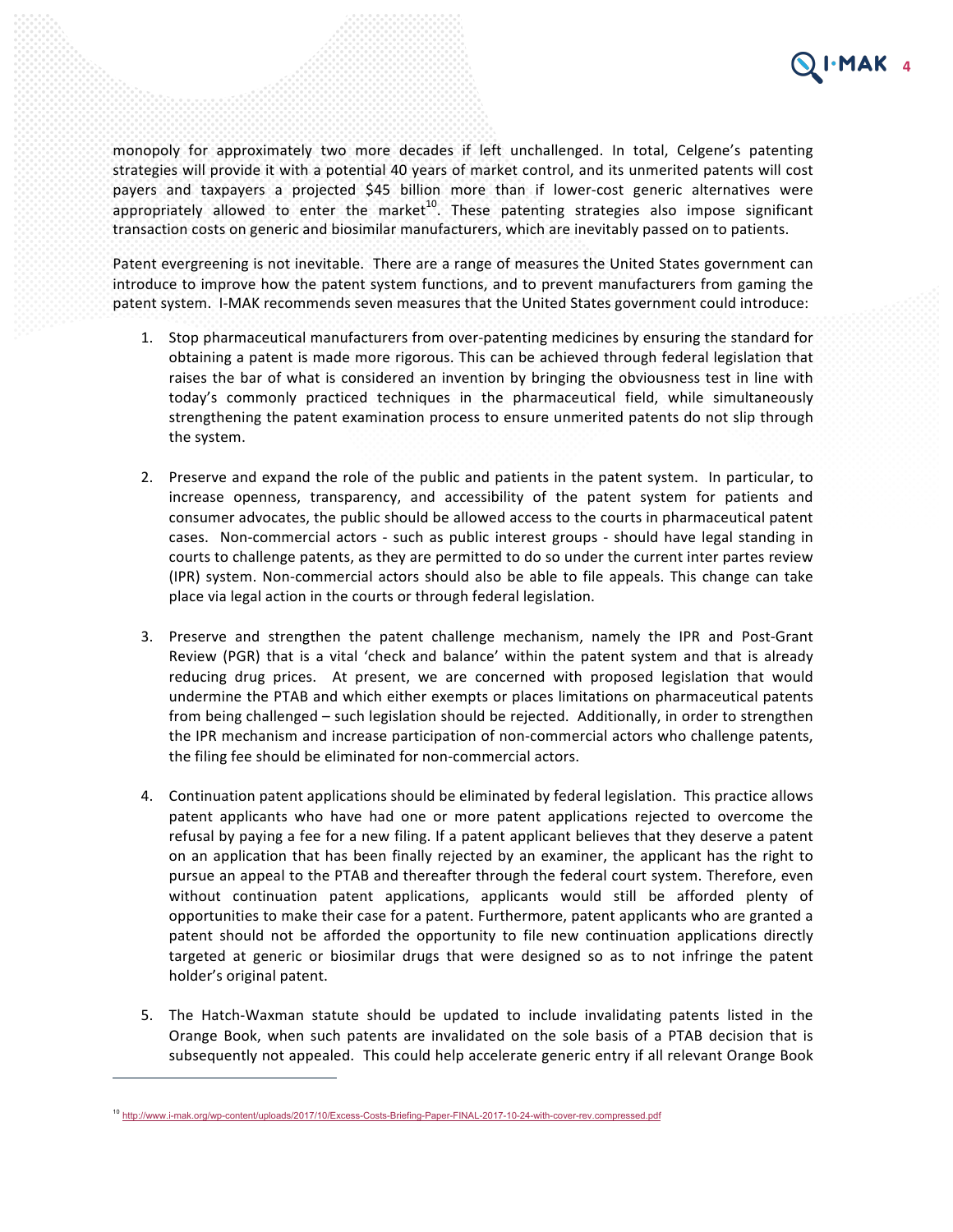monopoly for approximately two more decades if left unchallenged. In total, Celgene's patenting strategies will provide it with a potential 40 years of market control, and its unmerited patents will cost payers and taxpayers a projected $45 billion more than if lower-cost generic alternatives were appropriately allowed to enter the market[10]. These patenting strategies also impose significant transaction costs on generic and biosimilar manufacturers, which are inevitably passed on to patients.

Patent evergreening is not inevitable. There are a range of measures the United States government can introduce to improve how the patent system functions, and to prevent manufacturers from gaming the patent system. I-MAK recommends seven measures that the United States government could introduce:

1. Stop pharmaceutical manufacturers from over-patenting medicines by ensuring the standard for obtaining a patent is made more rigorous. This can be achieved through federal legislation that raises the bar of what is considered an invention by bringing the obviousness test in line with today's commonly practiced techniques in the pharmaceutical field, while simultaneously strengthening the patent examination process to ensure unmerited patents do not slip through the system.

2. Preserve and expand the role of the public and patients in the patent system. In particular, to increase openness, transparency, and accessibility of the patent system for patients and consumer advocates, the public should be allowed access to the courts in pharmaceutical patent cases. Non-commercial actors - such as public interest groups - should have legal standing in courts to challenge patents, as they are permitted to do so under the current inter partes review (IPR) system. Non-commercial actors should also be able to file appeals. This change can take place via legal action in the courts or through federal legislation.

3. Preserve and strengthen the patent challenge mechanism, namely the IPR and Post-Grant Review (PGR) that is a vital 'check and balance' within the patent system and that is already reducing drug prices. At present, we are concerned with proposed legislation that would undermine the PTAB and which either exempts or places limitations on pharmaceutical patents from being challenged – such legislation should be rejected. Additionally, in order to strengthen the IPR mechanism and increase participation of non-commercial actors who challenge patents, the filing fee should be eliminated for non-commercial actors.

4. Continuation patent applications should be eliminated by federal legislation. This practice allows patent applicants who have had one or more patent applications rejected to overcome the refusal by paying a fee for a new filing. If a patent applicant believes that they deserve a patent on an application that has been finally rejected by an examiner, the applicant has the right to pursue an appeal to the PTAB and thereafter through the federal court system. Therefore, even without continuation patent applications, applicants would still be afforded plenty of opportunities to make their case for a patent. Furthermore, patent applicants who are granted a patent should not be afforded the opportunity to file new continuation applications directly targeted at generic or biosimilar drugs that were designed so as to not infringe the patent holder's original patent.

5. The Hatch-Waxman statute should be updated to include invalidating patents listed in the Orange Book, when such patents are invalidated on the sole basis of a PTAB decision that is subsequently not appealed. This could help accelerate generic entry if all relevant Orange Book

[10] http://www.i-mak.org/wp-content/uploads/2017/10/Excess-Costs-Briefing-Paper-FINAL-2017-10-24-with-cover-rev.compressed.pdf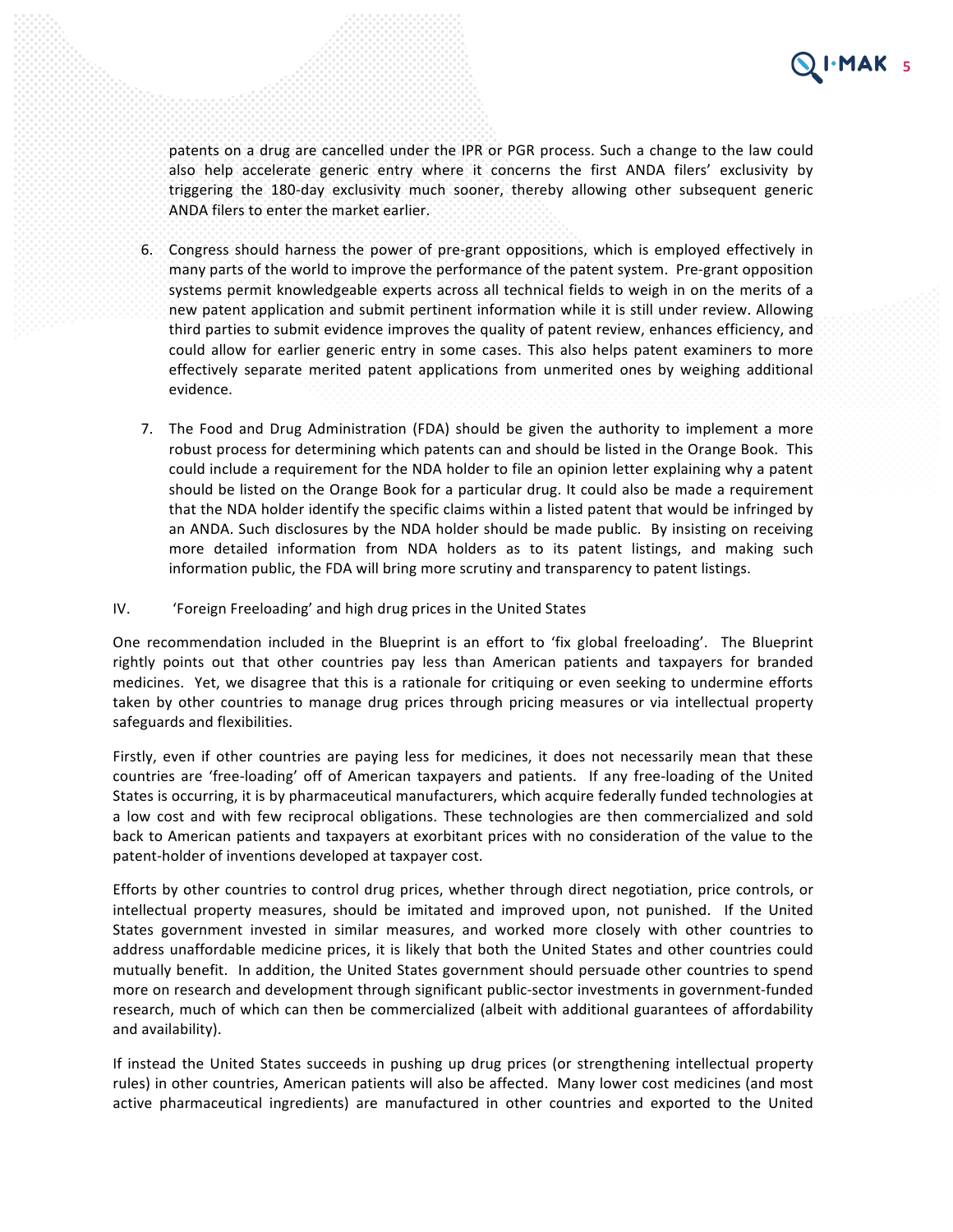patents on a drug are cancelled under the IPR or PGR process. Such a change to the law could also help accelerate generic entry where it concerns the first ANDA filers' exclusivity by triggering the 180-day exclusivity much sooner, thereby allowing other subsequent generic ANDA filers to enter the market earlier.

6. Congress should harness the power of pre-grant oppositions, which is employed effectively in many parts of the world to improve the performance of the patent system. Pre-grant opposition systems permit knowledgeable experts across all technical fields to weigh in on the merits of a new patent application and submit pertinent information while it is still under review. Allowing third parties to submit evidence improves the quality of patent review, enhances efficiency, and could allow for earlier generic entry in some cases. This also helps patent examiners to more effectively separate merited patent applications from unmerited ones by weighing additional evidence.

7. The Food and Drug Administration (FDA) should be given the authority to implement a more robust process for determining which patents can and should be listed in the Orange Book. This could include a requirement for the NDA holder to file an opinion letter explaining why a patent should be listed on the Orange Book for a particular drug. It could also be made a requirement that the NDA holder identify the specific claims within a listed patent that would be infringed by an ANDA. Such disclosures by the NDA holder should be made public. By insisting on receiving more detailed information from NDA holders as to its patent listings, and making such information public, the FDA will bring more scrutiny and transparency to patent listings.

## IV. 'Foreign Freeloading' and high drug prices in the United States

One recommendation included in the Blueprint is an effort to 'fix global freeloading'. The Blueprint rightly points out that other countries pay less than American patients and taxpayers for branded medicines. Yet, we disagree that this is a rationale for critiquing or even seeking to undermine efforts taken by other countries to manage drug prices through pricing measures or via intellectual property safeguards and flexibilities.

Firstly, even if other countries are paying less for medicines, it does not necessarily mean that these countries are 'free-loading' off of American taxpayers and patients. If any free-loading of the United States is occurring, it is by pharmaceutical manufacturers, which acquire federally funded technologies at a low cost and with few reciprocal obligations. These technologies are then commercialized and sold back to American patients and taxpayers at exorbitant prices with no consideration of the value to the patent-holder of inventions developed at taxpayer cost.

Efforts by other countries to control drug prices, whether through direct negotiation, price controls, or intellectual property measures, should be imitated and improved upon, not punished. If the United States government invested in similar measures, and worked more closely with other countries to address unaffordable medicine prices, it is likely that both the United States and other countries could mutually benefit. In addition, the United States government should persuade other countries to spend more on research and development through significant public-sector investments in government-funded research, much of which can then be commercialized (albeit with additional guarantees of affordability and availability).

If instead the United States succeeds in pushing up drug prices (or strengthening intellectual property rules) in other countries, American patients will also be affected. Many lower cost medicines (and most active pharmaceutical ingredients) are manufactured in other countries and exported to the United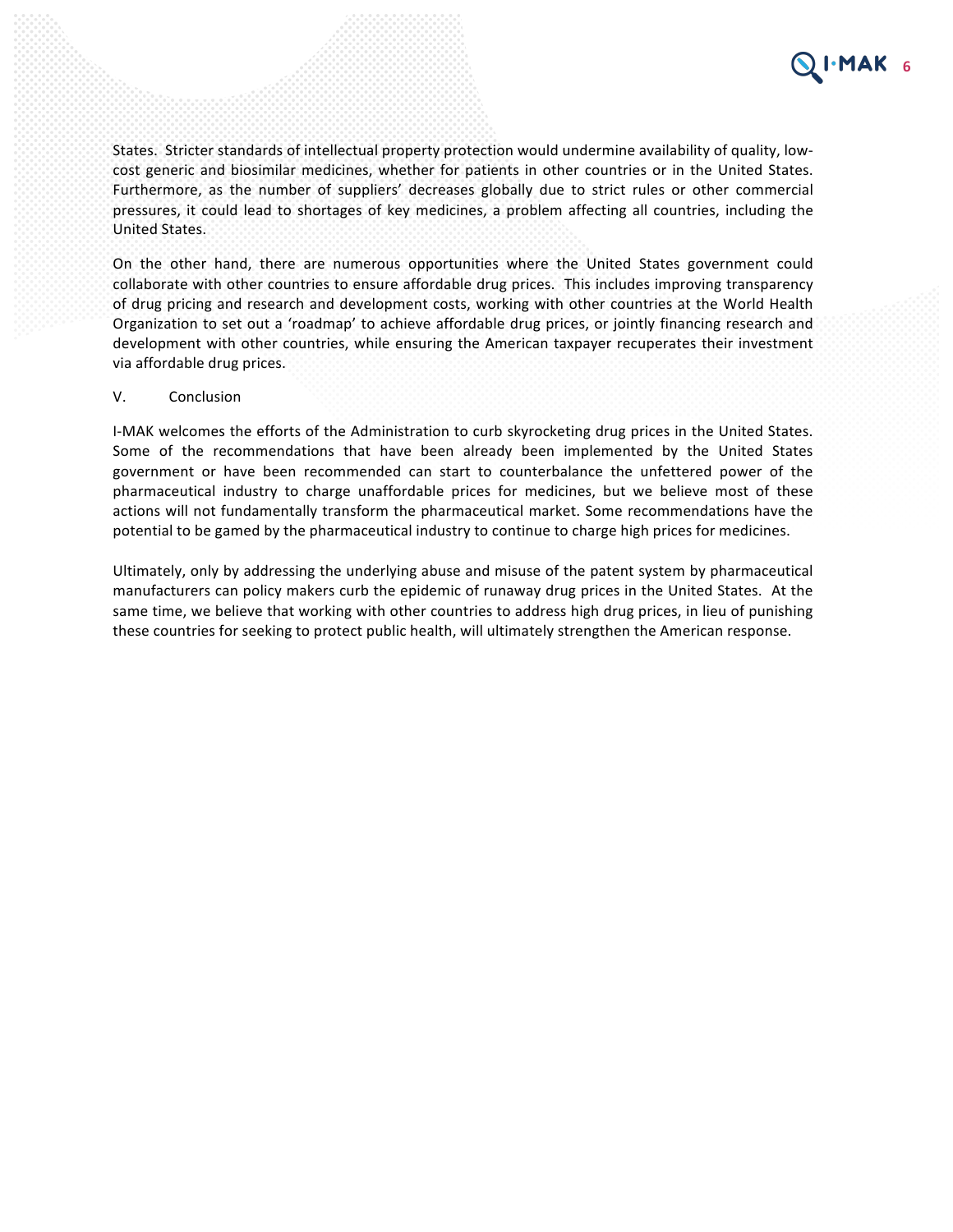States. Stricter standards of intellectual property protection would undermine availability of quality, low-cost generic and biosimilar medicines, whether for patients in other countries or in the United States. Furthermore, as the number of suppliers' decreases globally due to strict rules or other commercial pressures, it could lead to shortages of key medicines, a problem affecting all countries, including the United States.

On the other hand, there are numerous opportunities where the United States government could collaborate with other countries to ensure affordable drug prices. This includes improving transparency of drug pricing and research and development costs, working with other countries at the World Health Organization to set out a 'roadmap' to achieve affordable drug prices, or jointly financing research and development with other countries, while ensuring the American taxpayer recuperates their investment via affordable drug prices.

## V. Conclusion

I-MAK welcomes the efforts of the Administration to curb skyrocketing drug prices in the United States. Some of the recommendations that have been already been implemented by the United States government or have been recommended can start to counterbalance the unfettered power of the pharmaceutical industry to charge unaffordable prices for medicines, but we believe most of these actions will not fundamentally transform the pharmaceutical market. Some recommendations have the potential to be gamed by the pharmaceutical industry to continue to charge high prices for medicines.

Ultimately, only by addressing the underlying abuse and misuse of the patent system by pharmaceutical manufacturers can policy makers curb the epidemic of runaway drug prices in the United States. At the same time, we believe that working with other countries to address high drug prices, in lieu of punishing these countries for seeking to protect public health, will ultimately strengthen the American response.